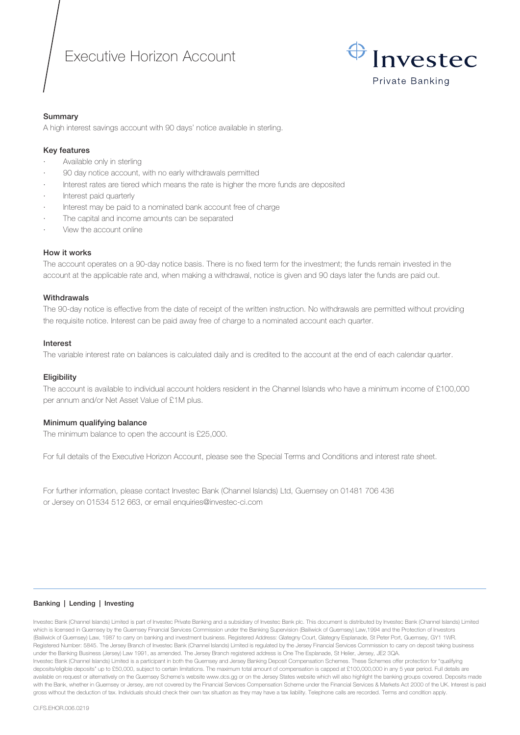# Executive Horizon Account

Investec
Private Banking

## Summary

A high interest savings account with 90 days' notice available in sterling.

## Key features

- Available only in sterling
- 90 day notice account, with no early withdrawals permitted
- Interest rates are tiered which means the rate is higher the more funds are deposited
- Interest paid quarterly
- Interest may be paid to a nominated bank account free of charge
- The capital and income amounts can be separated
- View the account online

## How it works

The account operates on a 90-day notice basis. There is no fixed term for the investment; the funds remain invested in the account at the applicable rate and, when making a withdrawal, notice is given and 90 days later the funds are paid out.

## Withdrawals

The 90-day notice is effective from the date of receipt of the written instruction. No withdrawals are permitted without providing the requisite notice. Interest can be paid away free of charge to a nominated account each quarter.

## Interest

The variable interest rate on balances is calculated daily and is credited to the account at the end of each calendar quarter.

## Eligibility

The account is available to individual account holders resident in the Channel Islands who have a minimum income of £100,000 per annum and/or Net Asset Value of £1M plus.

## Minimum qualifying balance

The minimum balance to open the account is £25,000.

For full details of the Executive Horizon Account, please see the Special Terms and Conditions and interest rate sheet.

For further information, please contact Investec Bank (Channel Islands) Ltd, Guernsey on 01481 706 436 or Jersey on 01534 512 663, or email enquiries@investec-ci.com

**Banking | Lending | Investing**

Investec Bank (Channel Islands) Limited is part of Investec Private Banking and a subsidiary of Investec Bank plc. This document is distributed by Investec Bank (Channel Islands) Limited which is licensed in Guernsey by the Guernsey Financial Services Commission under the Banking Supervision (Bailiwick of Guernsey) Law,1994 and the Protection of Investors (Bailiwick of Guernsey) Law, 1987 to carry on banking and investment business. Registered Address: Glategny Court, Glategny Esplanade, St Peter Port, Guernsey, GY1 1WR. Registered Number: 5845. The Jersey Branch of Investec Bank (Channel Islands) Limited is regulated by the Jersey Financial Services Commission to carry on deposit taking business under the Banking Business (Jersey) Law 1991, as amended. The Jersey Branch registered address is One The Esplanade, St Helier, Jersey, JE2 3QA.
Investec Bank (Channel Islands) Limited is a participant in both the Guernsey and Jersey Banking Deposit Compensation Schemes. These Schemes offer protection for "qualifying deposits/eligible deposits" up to £50,000, subject to certain limitations. The maximum total amount of compensation is capped at £100,000,000 in any 5 year period. Full details are available on request or alternatively on the Guernsey Scheme's website www.dcs.gg or on the Jersey States website which will also highlight the banking groups covered. Deposits made with the Bank, whether in Guernsey or Jersey, are not covered by the Financial Services Compensation Scheme under the Financial Services & Markets Act 2000 of the UK. Interest is paid gross without the deduction of tax. Individuals should check their own tax situation as they may have a tax liability. Telephone calls are recorded. Terms and condition apply.

CI.FS.EHOR.006.0219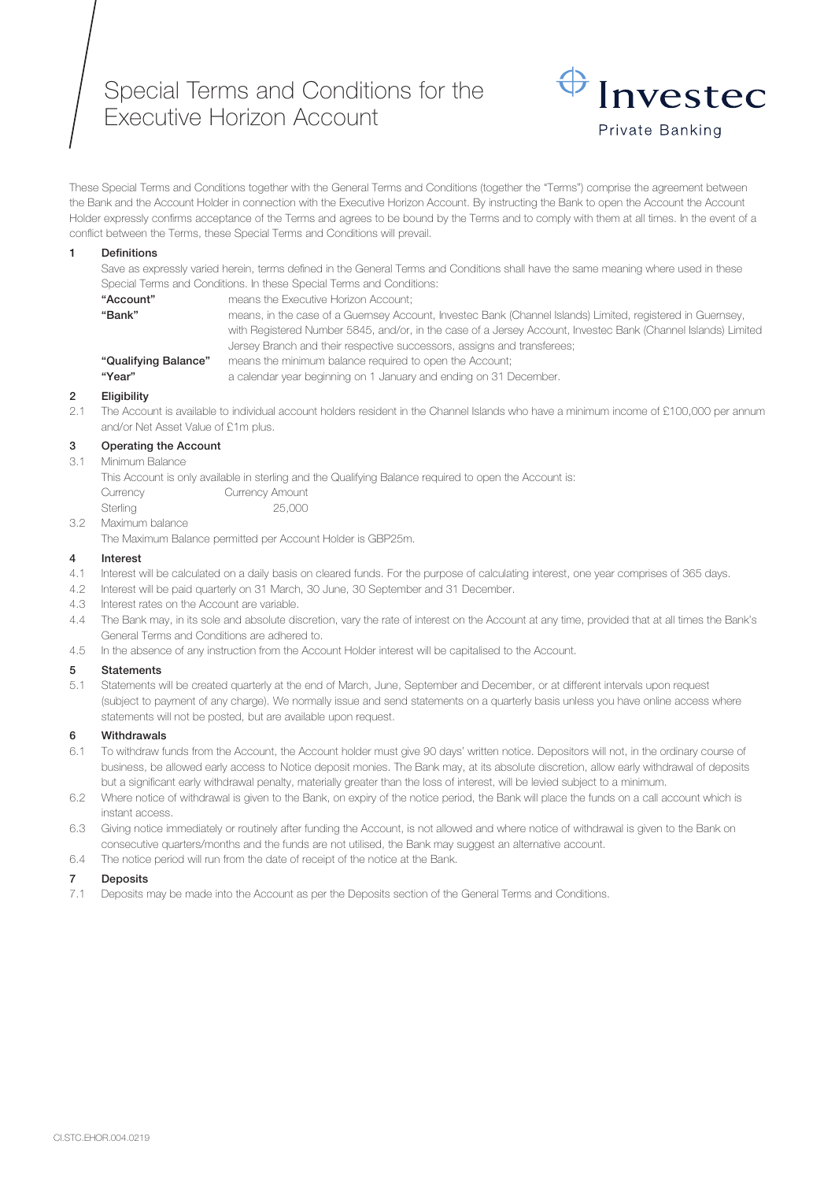# Special Terms and Conditions for the Executive Horizon Account

Investec Private Banking

These Special Terms and Conditions together with the General Terms and Conditions (together the "Terms") comprise the agreement between the Bank and the Account Holder in connection with the Executive Horizon Account. By instructing the Bank to open the Account the Account Holder expressly confirms acceptance of the Terms and agrees to be bound by the Terms and to comply with them at all times. In the event of a conflict between the Terms, these Special Terms and Conditions will prevail.

## 1 Definitions

Save as expressly varied herein, terms defined in the General Terms and Conditions shall have the same meaning where used in these Special Terms and Conditions. In these Special Terms and Conditions:

| | |
|---|---|
| **"Account"** | means the Executive Horizon Account; |
| **"Bank"** | means, in the case of a Guernsey Account, Investec Bank (Channel Islands) Limited, registered in Guernsey, with Registered Number 5845, and/or, in the case of a Jersey Account, Investec Bank (Channel Islands) Limited Jersey Branch and their respective successors, assigns and transferees; |
| **"Qualifying Balance"** | means the minimum balance required to open the Account; |
| **"Year"** | a calendar year beginning on 1 January and ending on 31 December. |

## 2 Eligibility

2.1 The Account is available to individual account holders resident in the Channel Islands who have a minimum income of £100,000 per annum and/or Net Asset Value of £1m plus.

## 3 Operating the Account

3.1 Minimum Balance

This Account is only available in sterling and the Qualifying Balance required to open the Account is:

| Currency | Currency Amount |
|---|---|
| Sterling | 25,000 |

3.2 Maximum balance

The Maximum Balance permitted per Account Holder is GBP25m.

## 4 Interest

4.1 Interest will be calculated on a daily basis on cleared funds. For the purpose of calculating interest, one year comprises of 365 days.

4.2 Interest will be paid quarterly on 31 March, 30 June, 30 September and 31 December.

4.3 Interest rates on the Account are variable.

4.4 The Bank may, in its sole and absolute discretion, vary the rate of interest on the Account at any time, provided that at all times the Bank's General Terms and Conditions are adhered to.

4.5 In the absence of any instruction from the Account Holder interest will be capitalised to the Account.

## 5 Statements

5.1 Statements will be created quarterly at the end of March, June, September and December, or at different intervals upon request (subject to payment of any charge). We normally issue and send statements on a quarterly basis unless you have online access where statements will not be posted, but are available upon request.

## 6 Withdrawals

6.1 To withdraw funds from the Account, the Account holder must give 90 days' written notice. Depositors will not, in the ordinary course of business, be allowed early access to Notice deposit monies. The Bank may, at its absolute discretion, allow early withdrawal of deposits but a significant early withdrawal penalty, materially greater than the loss of interest, will be levied subject to a minimum.

6.2 Where notice of withdrawal is given to the Bank, on expiry of the notice period, the Bank will place the funds on a call account which is instant access.

6.3 Giving notice immediately or routinely after funding the Account, is not allowed and where notice of withdrawal is given to the Bank on consecutive quarters/months and the funds are not utilised, the Bank may suggest an alternative account.

6.4 The notice period will run from the date of receipt of the notice at the Bank.

## 7 Deposits

7.1 Deposits may be made into the Account as per the Deposits section of the General Terms and Conditions.

CI.STC.EHOR.004.0219